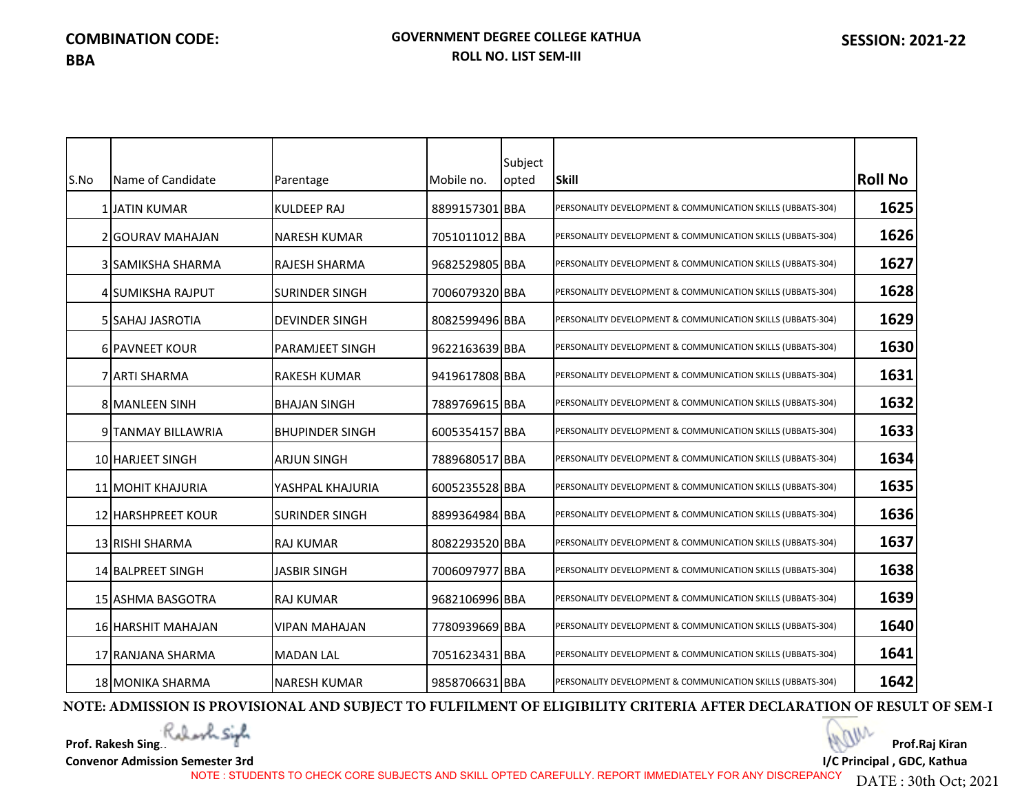**COMBINATION CODE: BBA**

**GOVERNMENT DEGREE COLLEGE KATHUA**
**ROLL NO. LIST SEM-III**

**SESSION: 2021-22**

| S.No | Name of Candidate | Parentage | Mobile no. | Subject opted | **Skill** | **Roll No** |
|---|---|---|---|---|---|---|
| 1 | JATIN KUMAR | KULDEEP RAJ | 8899157301 | BBA | PERSONALITY DEVELOPMENT & COMMUNICATION SKILLS (UBBATS-304) | **1625** |
| 2 | GOURAV MAHAJAN | NARESH KUMAR | 7051011012 | BBA | PERSONALITY DEVELOPMENT & COMMUNICATION SKILLS (UBBATS-304) | **1626** |
| 3 | SAMIKSHA SHARMA | RAJESH SHARMA | 9682529805 | BBA | PERSONALITY DEVELOPMENT & COMMUNICATION SKILLS (UBBATS-304) | **1627** |
| 4 | SUMIKSHA RAJPUT | SURINDER SINGH | 7006079320 | BBA | PERSONALITY DEVELOPMENT & COMMUNICATION SKILLS (UBBATS-304) | **1628** |
| 5 | SAHAJ JASROTIA | DEVINDER SINGH | 8082599496 | BBA | PERSONALITY DEVELOPMENT & COMMUNICATION SKILLS (UBBATS-304) | **1629** |
| 6 | PAVNEET KOUR | PARAMJEET SINGH | 9622163639 | BBA | PERSONALITY DEVELOPMENT & COMMUNICATION SKILLS (UBBATS-304) | **1630** |
| 7 | ARTI SHARMA | RAKESH KUMAR | 9419617808 | BBA | PERSONALITY DEVELOPMENT & COMMUNICATION SKILLS (UBBATS-304) | **1631** |
| 8 | MANLEEN SINH | BHAJAN SINGH | 7889769615 | BBA | PERSONALITY DEVELOPMENT & COMMUNICATION SKILLS (UBBATS-304) | **1632** |
| 9 | TANMAY BILLAWRIA | BHUPINDER SINGH | 6005354157 | BBA | PERSONALITY DEVELOPMENT & COMMUNICATION SKILLS (UBBATS-304) | **1633** |
| 10 | HARJEET SINGH | ARJUN SINGH | 7889680517 | BBA | PERSONALITY DEVELOPMENT & COMMUNICATION SKILLS (UBBATS-304) | **1634** |
| 11 | MOHIT KHAJURIA | YASHPAL KHAJURIA | 6005235528 | BBA | PERSONALITY DEVELOPMENT & COMMUNICATION SKILLS (UBBATS-304) | **1635** |
| 12 | HARSHPREET KOUR | SURINDER SINGH | 8899364984 | BBA | PERSONALITY DEVELOPMENT & COMMUNICATION SKILLS (UBBATS-304) | **1636** |
| 13 | RISHI SHARMA | RAJ KUMAR | 8082293520 | BBA | PERSONALITY DEVELOPMENT & COMMUNICATION SKILLS (UBBATS-304) | **1637** |
| 14 | BALPREET SINGH | JASBIR SINGH | 7006097977 | BBA | PERSONALITY DEVELOPMENT & COMMUNICATION SKILLS (UBBATS-304) | **1638** |
| 15 | ASHMA BASGOTRA | RAJ KUMAR | 9682106996 | BBA | PERSONALITY DEVELOPMENT & COMMUNICATION SKILLS (UBBATS-304) | **1639** |
| 16 | HARSHIT MAHAJAN | VIPAN MAHAJAN | 7780939669 | BBA | PERSONALITY DEVELOPMENT & COMMUNICATION SKILLS (UBBATS-304) | **1640** |
| 17 | RANJANA SHARMA | MADAN LAL | 7051623431 | BBA | PERSONALITY DEVELOPMENT & COMMUNICATION SKILLS (UBBATS-304) | **1641** |
| 18 | MONIKA SHARMA | NARESH KUMAR | 9858706631 | BBA | PERSONALITY DEVELOPMENT & COMMUNICATION SKILLS (UBBATS-304) | **1642** |

**NOTE: ADMISSION IS PROVISIONAL AND SUBJECT TO FULFILMENT OF ELIGIBILITY CRITERIA AFTER DECLARATION OF RESULT OF SEM-I**

**Prof. Rakesh Singh**
**Convenor Admission Semester 3rd**

**Prof.Raj Kiran**
**I/C Principal , GDC, Kathua**

NOTE : STUDENTS TO CHECK CORE SUBJECTS AND SKILL OPTED CAREFULLY. REPORT IMMEDIATELY FOR ANY DISCREPANCY

DATE : 30th Oct; 2021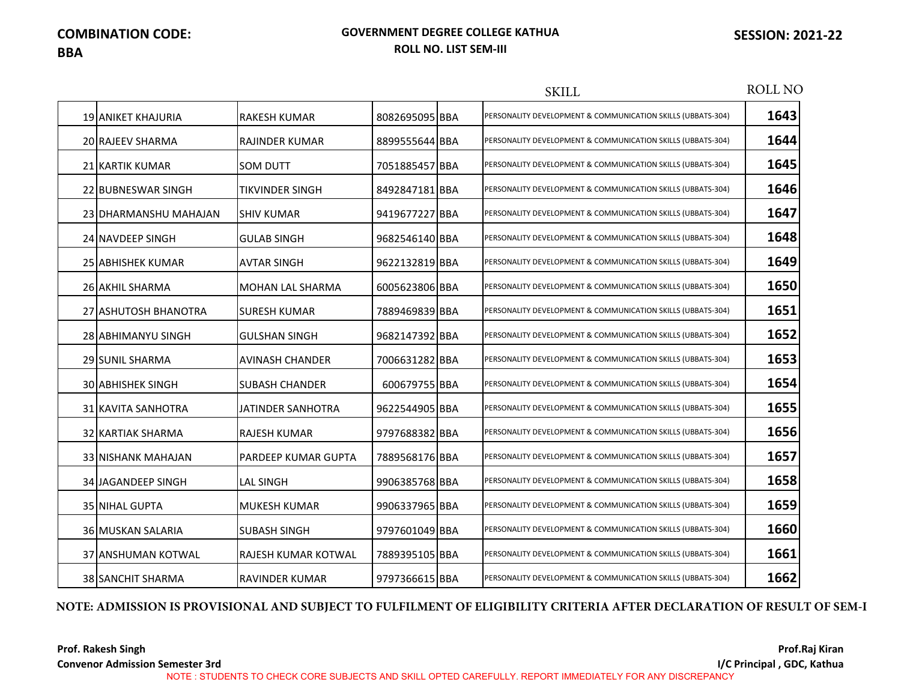**COMBINATION CODE: BBA**

**GOVERNMENT DEGREE COLLEGE KATHUA**
**ROLL NO. LIST SEM-III**

**SESSION: 2021-22**

| | | | | | SKILL | ROLL NO |
|---|---|---|---|---|---|---|
| 19 | ANIKET KHAJURIA | RAKESH KUMAR | 8082695095 | BBA | PERSONALITY DEVELOPMENT & COMMUNICATION SKILLS (UBBATS-304) | **1643** |
| 20 | RAJEEV SHARMA | RAJINDER KUMAR | 8899555644 | BBA | PERSONALITY DEVELOPMENT & COMMUNICATION SKILLS (UBBATS-304) | **1644** |
| 21 | KARTIK KUMAR | SOM DUTT | 7051885457 | BBA | PERSONALITY DEVELOPMENT & COMMUNICATION SKILLS (UBBATS-304) | **1645** |
| 22 | BUBNESWAR SINGH | TIKVINDER SINGH | 8492847181 | BBA | PERSONALITY DEVELOPMENT & COMMUNICATION SKILLS (UBBATS-304) | **1646** |
| 23 | DHARMANSHU MAHAJAN | SHIV KUMAR | 9419677227 | BBA | PERSONALITY DEVELOPMENT & COMMUNICATION SKILLS (UBBATS-304) | **1647** |
| 24 | NAVDEEP SINGH | GULAB SINGH | 9682546140 | BBA | PERSONALITY DEVELOPMENT & COMMUNICATION SKILLS (UBBATS-304) | **1648** |
| 25 | ABHISHEK KUMAR | AVTAR SINGH | 9622132819 | BBA | PERSONALITY DEVELOPMENT & COMMUNICATION SKILLS (UBBATS-304) | **1649** |
| 26 | AKHIL SHARMA | MOHAN LAL SHARMA | 6005623806 | BBA | PERSONALITY DEVELOPMENT & COMMUNICATION SKILLS (UBBATS-304) | **1650** |
| 27 | ASHUTOSH BHANOTRA | SURESH KUMAR | 7889469839 | BBA | PERSONALITY DEVELOPMENT & COMMUNICATION SKILLS (UBBATS-304) | **1651** |
| 28 | ABHIMANYU SINGH | GULSHAN SINGH | 9682147392 | BBA | PERSONALITY DEVELOPMENT & COMMUNICATION SKILLS (UBBATS-304) | **1652** |
| 29 | SUNIL SHARMA | AVINASH CHANDER | 7006631282 | BBA | PERSONALITY DEVELOPMENT & COMMUNICATION SKILLS (UBBATS-304) | **1653** |
| 30 | ABHISHEK SINGH | SUBASH CHANDER | 600679755 | BBA | PERSONALITY DEVELOPMENT & COMMUNICATION SKILLS (UBBATS-304) | **1654** |
| 31 | KAVITA SANHOTRA | JATINDER SANHOTRA | 9622544905 | BBA | PERSONALITY DEVELOPMENT & COMMUNICATION SKILLS (UBBATS-304) | **1655** |
| 32 | KARTIAK SHARMA | RAJESH KUMAR | 9797688382 | BBA | PERSONALITY DEVELOPMENT & COMMUNICATION SKILLS (UBBATS-304) | **1656** |
| 33 | NISHANK MAHAJAN | PARDEEP KUMAR GUPTA | 7889568176 | BBA | PERSONALITY DEVELOPMENT & COMMUNICATION SKILLS (UBBATS-304) | **1657** |
| 34 | JAGANDEEP SINGH | LAL SINGH | 9906385768 | BBA | PERSONALITY DEVELOPMENT & COMMUNICATION SKILLS (UBBATS-304) | **1658** |
| 35 | NIHAL GUPTA | MUKESH KUMAR | 9906337965 | BBA | PERSONALITY DEVELOPMENT & COMMUNICATION SKILLS (UBBATS-304) | **1659** |
| 36 | MUSKAN SALARIA | SUBASH SINGH | 9797601049 | BBA | PERSONALITY DEVELOPMENT & COMMUNICATION SKILLS (UBBATS-304) | **1660** |
| 37 | ANSHUMAN KOTWAL | RAJESH KUMAR KOTWAL | 7889395105 | BBA | PERSONALITY DEVELOPMENT & COMMUNICATION SKILLS (UBBATS-304) | **1661** |
| 38 | SANCHIT SHARMA | RAVINDER KUMAR | 9797366615 | BBA | PERSONALITY DEVELOPMENT & COMMUNICATION SKILLS (UBBATS-304) | **1662** |

**NOTE: ADMISSION IS PROVISIONAL AND SUBJECT TO FULFILMENT OF ELIGIBILITY CRITERIA AFTER DECLARATION OF RESULT OF SEM-I**

**Prof. Rakesh Singh**
**Convenor Admission Semester 3rd**

**Prof.Raj Kiran**
**I/C Principal , GDC, Kathua**

NOTE : STUDENTS TO CHECK CORE SUBJECTS AND SKILL OPTED CAREFULLY. REPORT IMMEDIATELY FOR ANY DISCREPANCY